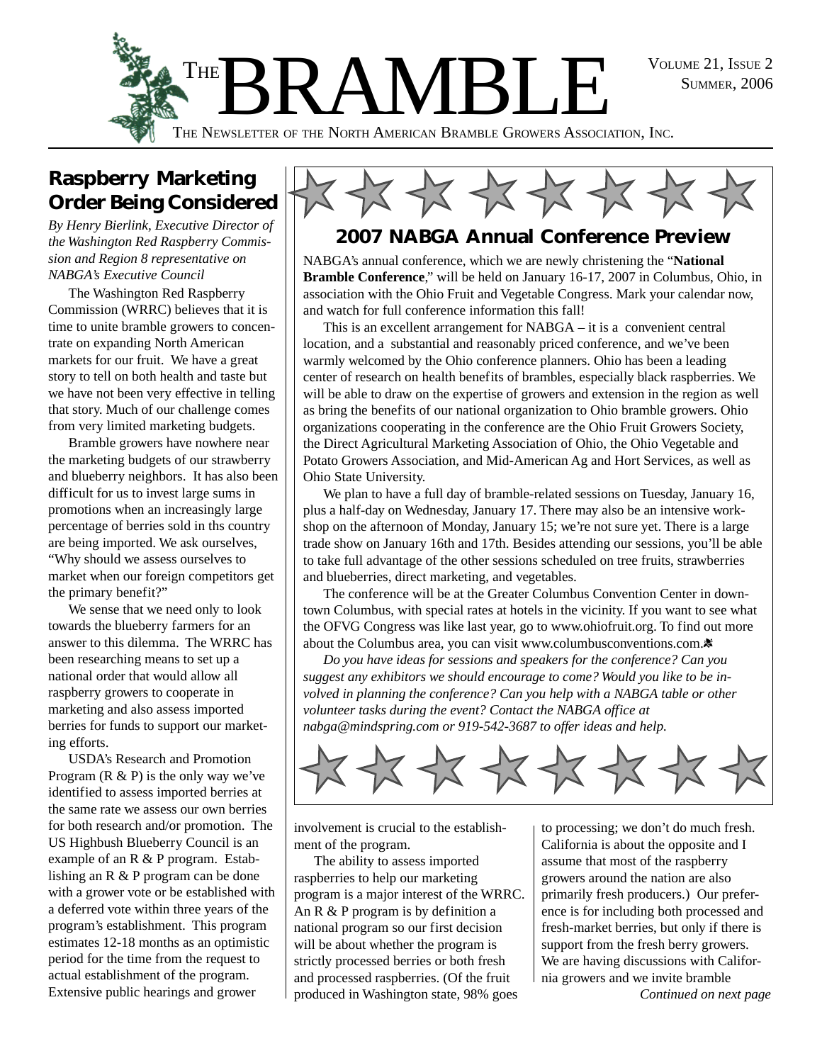# THE BRAMBLE

VOLUME 21, ISSUE 2
SUMMER, 2006

THE NEWSLETTER OF THE NORTH AMERICAN BRAMBLE GROWERS ASSOCIATION, INC.

## Raspberry Marketing Order Being Considered

*By Henry Bierlink, Executive Director of the Washington Red Raspberry Commission and Region 8 representative on NABGA's Executive Council*

The Washington Red Raspberry Commission (WRRC) believes that it is time to unite bramble growers to concentrate on expanding North American markets for our fruit. We have a great story to tell on both health and taste but we have not been very effective in telling that story. Much of our challenge comes from very limited marketing budgets.

Bramble growers have nowhere near the marketing budgets of our strawberry and blueberry neighbors. It has also been difficult for us to invest large sums in promotions when an increasingly large percentage of berries sold in ths country are being imported. We ask ourselves, "Why should we assess ourselves to market when our foreign competitors get the primary benefit?"

We sense that we need only to look towards the blueberry farmers for an answer to this dilemma. The WRRC has been researching means to set up a national order that would allow all raspberry growers to cooperate in marketing and also assess imported berries for funds to support our marketing efforts.

USDA's Research and Promotion Program (R & P) is the only way we've identified to assess imported berries at the same rate we assess our own berries for both research and/or promotion. The US Highbush Blueberry Council is an example of an R & P program. Establishing an R & P program can be done with a grower vote or be established with a deferred vote within three years of the program's establishment. This program estimates 12-18 months as an optimistic period for the time from the request to actual establishment of the program. Extensive public hearings and grower involvement is crucial to the establishment of the program.

The ability to assess imported raspberries to help our marketing program is a major interest of the WRRC. An R & P program is by definition a national program so our first decision will be about whether the program is strictly processed berries or both fresh and processed raspberries. (Of the fruit produced in Washington state, 98% goes to processing; we don't do much fresh. California is about the opposite and I assume that most of the raspberry growers around the nation are also primarily fresh producers.) Our preference is for including both processed and fresh-market berries, but only if there is support from the fresh berry growers. We are having discussions with California growers and we invite bramble

*Continued on next page*

## 2007 NABGA Annual Conference Preview

NABGA's annual conference, which we are newly christening the "**National Bramble Conference**," will be held on January 16-17, 2007 in Columbus, Ohio, in association with the Ohio Fruit and Vegetable Congress. Mark your calendar now, and watch for full conference information this fall!

This is an excellent arrangement for NABGA – it is a convenient central location, and a substantial and reasonably priced conference, and we've been warmly welcomed by the Ohio conference planners. Ohio has been a leading center of research on health benefits of brambles, especially black raspberries. We will be able to draw on the expertise of growers and extension in the region as well as bring the benefits of our national organization to Ohio bramble growers. Ohio organizations cooperating in the conference are the Ohio Fruit Growers Society, the Direct Agricultural Marketing Association of Ohio, the Ohio Vegetable and Potato Growers Association, and Mid-American Ag and Hort Services, as well as Ohio State University.

We plan to have a full day of bramble-related sessions on Tuesday, January 16, plus a half-day on Wednesday, January 17. There may also be an intensive workshop on the afternoon of Monday, January 15; we're not sure yet. There is a large trade show on January 16th and 17th. Besides attending our sessions, you'll be able to take full advantage of the other sessions scheduled on tree fruits, strawberries and blueberries, direct marketing, and vegetables.

The conference will be at the Greater Columbus Convention Center in downtown Columbus, with special rates at hotels in the vicinity. If you want to see what the OFVG Congress was like last year, go to www.ohiofruit.org. To find out more about the Columbus area, you can visit www.columbusconventions.com.

*Do you have ideas for sessions and speakers for the conference? Can you suggest any exhibitors we should encourage to come? Would you like to be involved in planning the conference? Can you help with a NABGA table or other volunteer tasks during the event? Contact the NABGA office at nabga@mindspring.com or 919-542-3687 to offer ideas and help.*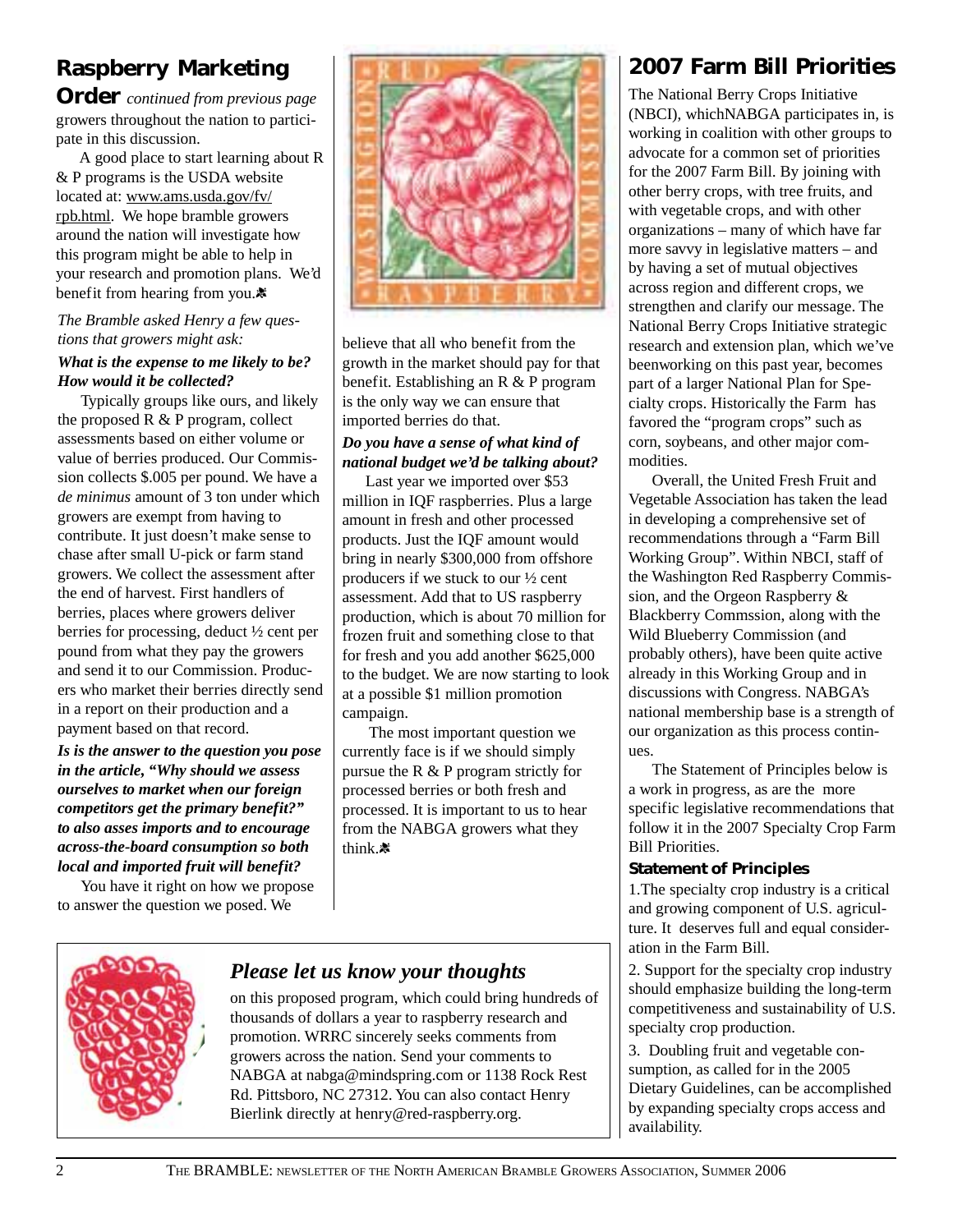## Raspberry Marketing Order *continued from previous page*

growers throughout the nation to participate in this discussion.

A good place to start learning about R & P programs is the USDA website located at: www.ams.usda.gov/fv/rpb.html. We hope bramble growers around the nation will investigate how this program might be able to help in your research and promotion plans. We'd benefit from hearing from you.

*The Bramble asked Henry a few questions that growers might ask:*

***What is the expense to me likely to be? How would it be collected?***

Typically groups like ours, and likely the proposed R & P program, collect assessments based on either volume or value of berries produced. Our Commission collects $.005 per pound. We have a *de minimus* amount of 3 ton under which growers are exempt from having to contribute. It just doesn't make sense to chase after small U-pick or farm stand growers. We collect the assessment after the end of harvest. First handlers of berries, places where growers deliver berries for processing, deduct ½ cent per pound from what they pay the growers and send it to our Commission. Producers who market their berries directly send in a report on their production and a payment based on that record.

***Is is the answer to the question you pose in the article, "Why should we assess ourselves to market when our foreign competitors get the primary benefit?" to also asses imports and to encourage across-the-board consumption so both local and imported fruit will benefit?***

You have it right on how we propose to answer the question we posed. We believe that all who benefit from the growth in the market should pay for that benefit. Establishing an R & P program is the only way we can ensure that imported berries do that.

***Do you have a sense of what kind of national budget we'd be talking about?***

Last year we imported over $53 million in IQF raspberries. Plus a large amount in fresh and other processed products. Just the IQF amount would bring in nearly $300,000 from offshore producers if we stuck to our ½ cent assessment. Add that to US raspberry production, which is about 70 million for frozen fruit and something close to that for fresh and you add another $625,000 to the budget. We are now starting to look at a possible $1 million promotion campaign.

The most important question we currently face is if we should simply pursue the R & P program strictly for processed berries or both fresh and processed. It is important to us to hear from the NABGA growers what they think.

### *Please let us know your thoughts*

on this proposed program, which could bring hundreds of thousands of dollars a year to raspberry research and promotion. WRRC sincerely seeks comments from growers across the nation. Send your comments to NABGA at nabga@mindspring.com or 1138 Rock Rest Rd. Pittsboro, NC 27312. You can also contact Henry Bierlink directly at henry@red-raspberry.org.

## 2007 Farm Bill Priorities

The National Berry Crops Initiative (NBCI), whichNABGA participates in, is working in coalition with other groups to advocate for a common set of priorities for the 2007 Farm Bill. By joining with other berry crops, with tree fruits, and with vegetable crops, and with other organizations – many of which have far more savvy in legislative matters – and by having a set of mutual objectives across region and different crops, we strengthen and clarify our message. The National Berry Crops Initiative strategic research and extension plan, which we've beenworking on this past year, becomes part of a larger National Plan for Specialty crops. Historically the Farm has favored the "program crops" such as corn, soybeans, and other major commodities.

Overall, the United Fresh Fruit and Vegetable Association has taken the lead in developing a comprehensive set of recommendations through a "Farm Bill Working Group". Within NBCI, staff of the Washington Red Raspberry Commission, and the Orgeon Raspberry & Blackberry Commssion, along with the Wild Blueberry Commission (and probably others), have been quite active already in this Working Group and in discussions with Congress. NABGA's national membership base is a strength of our organization as this process continues.

The Statement of Principles below is a work in progress, as are the more specific legislative recommendations that follow it in the 2007 Specialty Crop Farm Bill Priorities.

### Statement of Principles

1.The specialty crop industry is a critical and growing component of U.S. agriculture. It deserves full and equal consideration in the Farm Bill.

2. Support for the specialty crop industry should emphasize building the long-term competitiveness and sustainability of U.S. specialty crop production.

3. Doubling fruit and vegetable consumption, as called for in the 2005 Dietary Guidelines, can be accomplished by expanding specialty crops access and availability.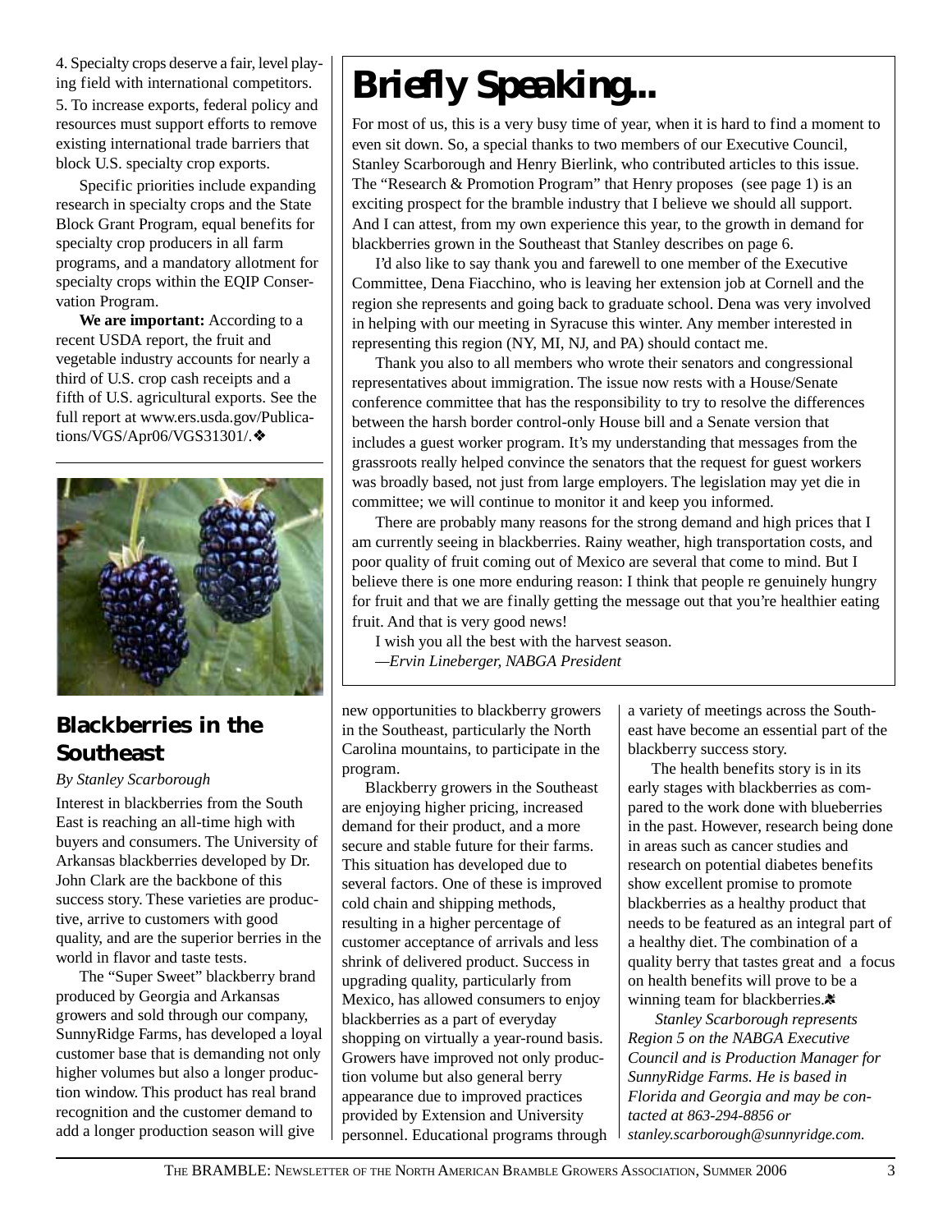4. Specialty crops deserve a fair, level playing field with international competitors.

5. To increase exports, federal policy and resources must support efforts to remove existing international trade barriers that block U.S. specialty crop exports.

Specific priorities include expanding research in specialty crops and the State Block Grant Program, equal benefits for specialty crop producers in all farm programs, and a mandatory allotment for specialty crops within the EQIP Conservation Program.

**We are important:** According to a recent USDA report, the fruit and vegetable industry accounts for nearly a third of U.S. crop cash receipts and a fifth of U.S. agricultural exports. See the full report at www.ers.usda.gov/Publications/VGS/Apr06/VGS31301/.❖

# Briefly Speaking...

For most of us, this is a very busy time of year, when it is hard to find a moment to even sit down. So, a special thanks to two members of our Executive Council, Stanley Scarborough and Henry Bierlink, who contributed articles to this issue. The "Research & Promotion Program" that Henry proposes (see page 1) is an exciting prospect for the bramble industry that I believe we should all support. And I can attest, from my own experience this year, to the growth in demand for blackberries grown in the Southeast that Stanley describes on page 6.

I'd also like to say thank you and farewell to one member of the Executive Committee, Dena Fiacchino, who is leaving her extension job at Cornell and the region she represents and going back to graduate school. Dena was very involved in helping with our meeting in Syracuse this winter. Any member interested in representing this region (NY, MI, NJ, and PA) should contact me.

Thank you also to all members who wrote their senators and congressional representatives about immigration. The issue now rests with a House/Senate conference committee that has the responsibility to try to resolve the differences between the harsh border control-only House bill and a Senate version that includes a guest worker program. It's my understanding that messages from the grassroots really helped convince the senators that the request for guest workers was broadly based, not just from large employers. The legislation may yet die in committee; we will continue to monitor it and keep you informed.

There are probably many reasons for the strong demand and high prices that I am currently seeing in blackberries. Rainy weather, high transportation costs, and poor quality of fruit coming out of Mexico are several that come to mind. But I believe there is one more enduring reason: I think that people re genuinely hungry for fruit and that we are finally getting the message out that you're healthier eating fruit. And that is very good news!

I wish you all the best with the harvest season.

*—Ervin Lineberger, NABGA President*

## Blackberries in the Southeast

*By Stanley Scarborough*

Interest in blackberries from the South East is reaching an all-time high with buyers and consumers. The University of Arkansas blackberries developed by Dr. John Clark are the backbone of this success story. These varieties are productive, arrive to customers with good quality, and are the superior berries in the world in flavor and taste tests.

The "Super Sweet" blackberry brand produced by Georgia and Arkansas growers and sold through our company, SunnyRidge Farms, has developed a loyal customer base that is demanding not only higher volumes but also a longer production window. This product has real brand recognition and the customer demand to add a longer production season will give new opportunities to blackberry growers in the Southeast, particularly the North Carolina mountains, to participate in the program.

Blackberry growers in the Southeast are enjoying higher pricing, increased demand for their product, and a more secure and stable future for their farms. This situation has developed due to several factors. One of these is improved cold chain and shipping methods, resulting in a higher percentage of customer acceptance of arrivals and less shrink of delivered product. Success in upgrading quality, particularly from Mexico, has allowed consumers to enjoy blackberries as a part of everyday shopping on virtually a year-round basis. Growers have improved not only production volume but also general berry appearance due to improved practices provided by Extension and University personnel. Educational programs through a variety of meetings across the Southeast have become an essential part of the blackberry success story.

The health benefits story is in its early stages with blackberries as compared to the work done with blueberries in the past. However, research being done in areas such as cancer studies and research on potential diabetes benefits show excellent promise to promote blackberries as a healthy product that needs to be featured as an integral part of a healthy diet. The combination of a quality berry that tastes great and a focus on health benefits will prove to be a winning team for blackberries.❖

*Stanley Scarborough represents Region 5 on the NABGA Executive Council and is Production Manager for SunnyRidge Farms. He is based in Florida and Georgia and may be contacted at 863-294-8856 or stanley.scarborough@sunnyridge.com.*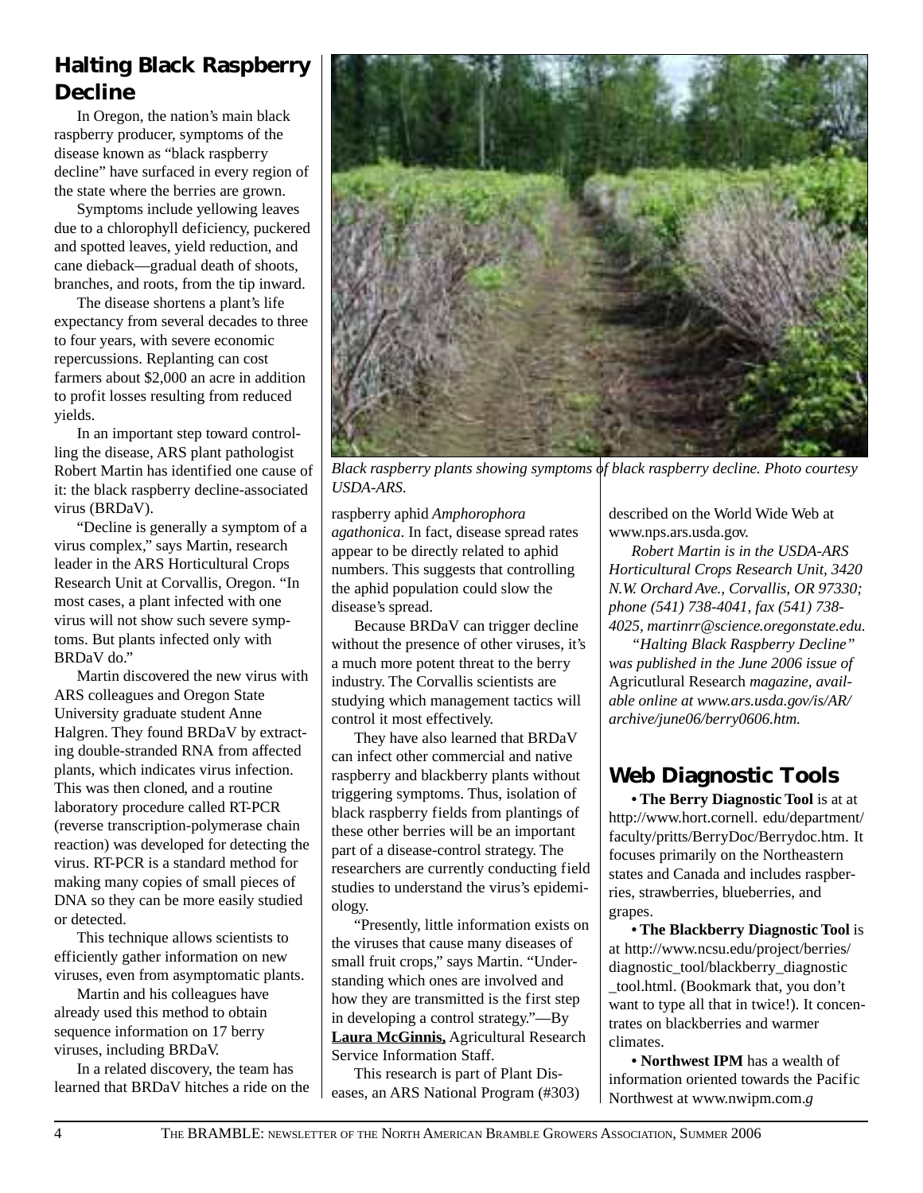## Halting Black Raspberry Decline

In Oregon, the nation's main black raspberry producer, symptoms of the disease known as "black raspberry decline" have surfaced in every region of the state where the berries are grown.

Symptoms include yellowing leaves due to a chlorophyll deficiency, puckered and spotted leaves, yield reduction, and cane dieback—gradual death of shoots, branches, and roots, from the tip inward.

The disease shortens a plant's life expectancy from several decades to three to four years, with severe economic repercussions. Replanting can cost farmers about $2,000 an acre in addition to profit losses resulting from reduced yields.

In an important step toward controlling the disease, ARS plant pathologist Robert Martin has identified one cause of it: the black raspberry decline-associated virus (BRDaV).

"Decline is generally a symptom of a virus complex," says Martin, research leader in the ARS Horticultural Crops Research Unit at Corvallis, Oregon. "In most cases, a plant infected with one virus will not show such severe symptoms. But plants infected only with BRDaV do."

Martin discovered the new virus with ARS colleagues and Oregon State University graduate student Anne Halgren. They found BRDaV by extracting double-stranded RNA from affected plants, which indicates virus infection. This was then cloned, and a routine laboratory procedure called RT-PCR (reverse transcription-polymerase chain reaction) was developed for detecting the virus. RT-PCR is a standard method for making many copies of small pieces of DNA so they can be more easily studied or detected.

This technique allows scientists to efficiently gather information on new viruses, even from asymptomatic plants.

Martin and his colleagues have already used this method to obtain sequence information on 17 berry viruses, including BRDaV.

In a related discovery, the team has learned that BRDaV hitches a ride on the raspberry aphid *Amphorophora agathonica*. In fact, disease spread rates appear to be directly related to aphid numbers. This suggests that controlling the aphid population could slow the disease's spread.

*Black raspberry plants showing symptoms of black raspberry decline. Photo courtesy USDA-ARS.*

Because BRDaV can trigger decline without the presence of other viruses, it's a much more potent threat to the berry industry. The Corvallis scientists are studying which management tactics will control it most effectively.

They have also learned that BRDaV can infect other commercial and native raspberry and blackberry plants without triggering symptoms. Thus, isolation of black raspberry fields from plantings of these other berries will be an important part of a disease-control strategy. The researchers are currently conducting field studies to understand the virus's epidemiology.

"Presently, little information exists on the viruses that cause many diseases of small fruit crops," says Martin. "Understanding which ones are involved and how they are transmitted is the first step in developing a control strategy."—By **Laura McGinnis,** Agricultural Research Service Information Staff.

This research is part of Plant Diseases, an ARS National Program (#303) described on the World Wide Web at www.nps.ars.usda.gov.

*Robert Martin is in the USDA-ARS Horticultural Crops Research Unit, 3420 N.W. Orchard Ave., Corvallis, OR 97330; phone (541) 738-4041, fax (541) 738-4025, martinrr@science.oregonstate.edu.*

*"Halting Black Raspberry Decline" was published in the June 2006 issue of* Agricutlural Research *magazine, available online at www.ars.usda.gov/is/AR/archive/june06/berry0606.htm.*

## Web Diagnostic Tools

• **The Berry Diagnostic Tool** is at at http://www.hort.cornell. edu/department/faculty/pritts/BerryDoc/Berrydoc.htm. It focuses primarily on the Northeastern states and Canada and includes raspberries, strawberries, blueberries, and grapes.

• **The Blackberry Diagnostic Tool** is at http://www.ncsu.edu/project/berries/diagnostic_tool/blackberry_diagnostic_tool.html. (Bookmark that, you don't want to type all that in twice!). It concentrates on blackberries and warmer climates.

• **Northwest IPM** has a wealth of information oriented towards the Pacific Northwest at www.nwipm.com.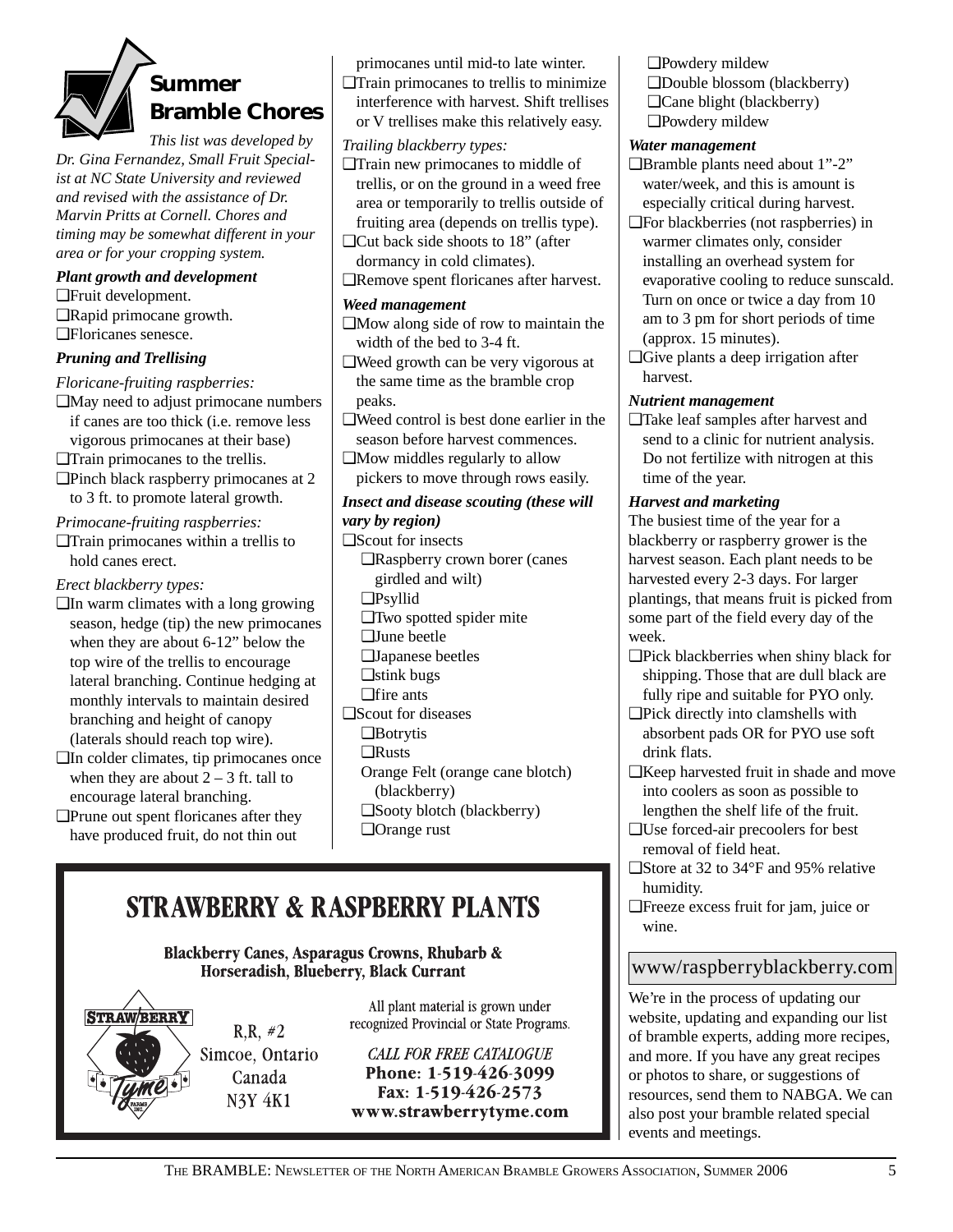# Summer Bramble Chores

*This list was developed by Dr. Gina Fernandez, Small Fruit Specialist at NC State University and reviewed and revised with the assistance of Dr. Marvin Pritts at Cornell. Chores and timing may be somewhat different in your area or for your cropping system.*

***Plant growth and development***

❑Fruit development.
❑Rapid primocane growth.
❑Floricanes senesce.

***Pruning and Trellising***

*Floricane-fruiting raspberries:*

❑May need to adjust primocane numbers if canes are too thick (i.e. remove less vigorous primocanes at their base)
❑Train primocanes to the trellis.
❑Pinch black raspberry primocanes at 2 to 3 ft. to promote lateral growth.

*Primocane-fruiting raspberries:*

❑Train primocanes within a trellis to hold canes erect.

*Erect blackberry types:*

❑In warm climates with a long growing season, hedge (tip) the new primocanes when they are about 6-12" below the top wire of the trellis to encourage lateral branching. Continue hedging at monthly intervals to maintain desired branching and height of canopy (laterals should reach top wire).
❑In colder climates, tip primocanes once when they are about 2 – 3 ft. tall to encourage lateral branching.
❑Prune out spent floricanes after they have produced fruit, do not thin out primocanes until mid-to late winter.
❑Train primocanes to trellis to minimize interference with harvest. Shift trellises or V trellises make this relatively easy.

*Trailing blackberry types:*

❑Train new primocanes to middle of trellis, or on the ground in a weed free area or temporarily to trellis outside of fruiting area (depends on trellis type).
❑Cut back side shoots to 18" (after dormancy in cold climates).
❑Remove spent floricanes after harvest.

***Weed management***

❑Mow along side of row to maintain the width of the bed to 3-4 ft.
❑Weed growth can be very vigorous at the same time as the bramble crop peaks.
❑Weed control is best done earlier in the season before harvest commences.
❑Mow middles regularly to allow pickers to move through rows easily.

***Insect and disease scouting (these will vary by region)***

❑Scout for insects
  ❑Raspberry crown borer (canes girdled and wilt)
  ❑Psyllid
  ❑Two spotted spider mite
  ❑June beetle
  ❑Japanese beetles
  ❑stink bugs
  ❑fire ants
❑Scout for diseases
  ❑Botrytis
  ❑Rusts
  Orange Felt (orange cane blotch) (blackberry)
  ❑Sooty blotch (blackberry)
  ❑Orange rust
  ❑Powdery mildew
  ❑Double blossom (blackberry)
  ❑Cane blight (blackberry)
  ❑Powdery mildew

***Water management***

❑Bramble plants need about 1"-2" water/week, and this is amount is especially critical during harvest.
❑For blackberries (not raspberries) in warmer climates only, consider installing an overhead system for evaporative cooling to reduce sunscald. Turn on once or twice a day from 10 am to 3 pm for short periods of time (approx. 15 minutes).
❑Give plants a deep irrigation after harvest.

***Nutrient management***

❑Take leaf samples after harvest and send to a clinic for nutrient analysis. Do not fertilize with nitrogen at this time of the year.

***Harvest and marketing***

The busiest time of the year for a blackberry or raspberry grower is the harvest season. Each plant needs to be harvested every 2-3 days. For larger plantings, that means fruit is picked from some part of the field every day of the week.

❑Pick blackberries when shiny black for shipping. Those that are dull black are fully ripe and suitable for PYO only.
❑Pick directly into clamshells with absorbent pads OR for PYO use soft drink flats.
❑Keep harvested fruit in shade and move into coolers as soon as possible to lengthen the shelf life of the fruit.
❑Use forced-air precoolers for best removal of field heat.
❑Store at 32 to 34°F and 95% relative humidity.
❑Freeze excess fruit for jam, juice or wine.

## www/raspberryblackberry.com

We're in the process of updating our website, updating and expanding our list of bramble experts, adding more recipes, and more. If you have any great recipes or photos to share, or suggestions of resources, send them to NABGA. We can also post your bramble related special events and meetings.

---

## STRAWBERRY & RASPBERRY PLANTS

**Blackberry Canes, Asparagus Crowns, Rhubarb & Horseradish, Blueberry, Black Currant**

STRAWBERRY Tyme FARMS INC.

R.R. #2
Simcoe, Ontario
Canada
N3Y 4K1

All plant material is grown under recognized Provincial or State Programs.

*CALL FOR FREE CATALOGUE*
**Phone: 1-519-426-3099**
**Fax: 1-519-426-2573**
**www.strawberrytyme.com**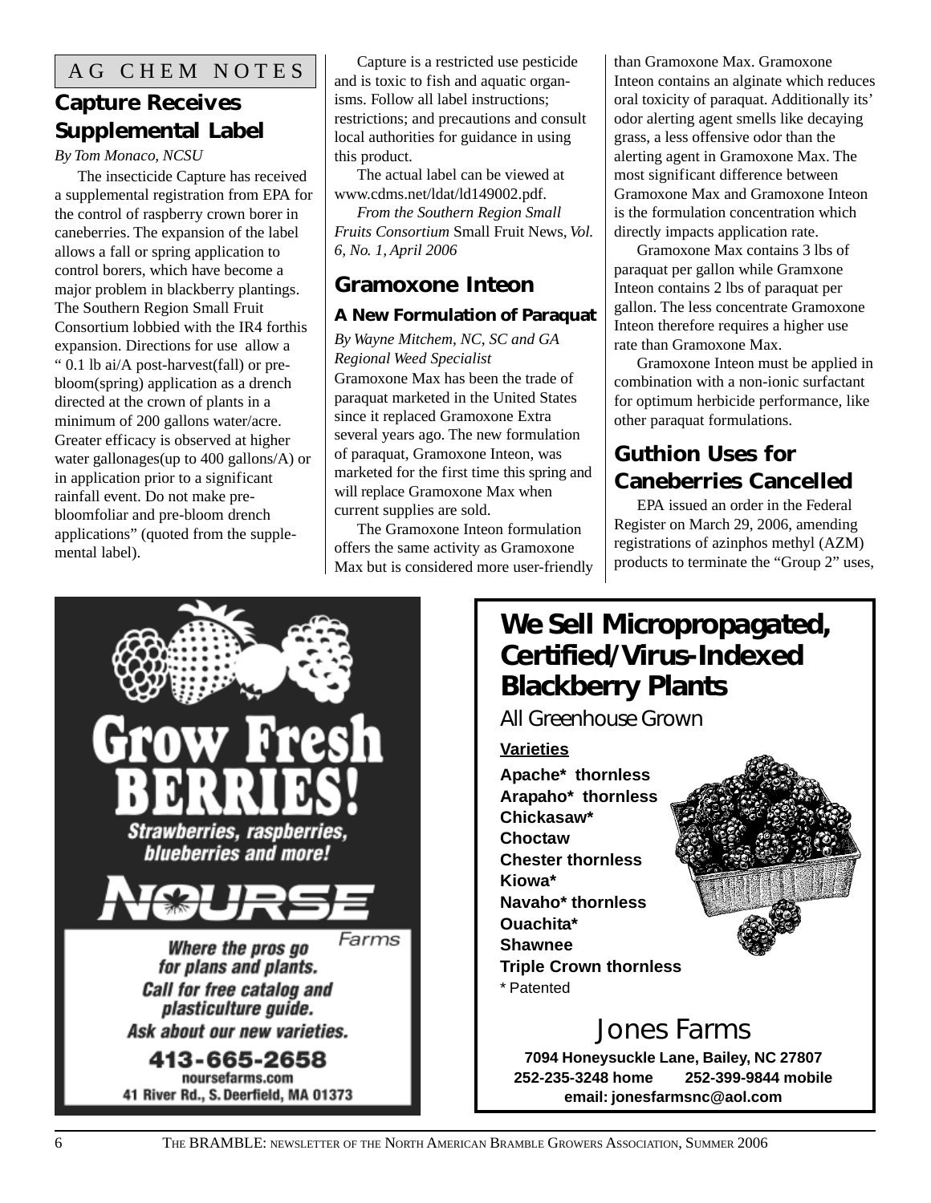AG CHEM NOTES

## Capture Receives Supplemental Label

*By Tom Monaco, NCSU*

The insecticide Capture has received a supplemental registration from EPA for the control of raspberry crown borer in caneberries. The expansion of the label allows a fall or spring application to control borers, which have become a major problem in blackberry plantings. The Southern Region Small Fruit Consortium lobbied with the IR4 forthis expansion. Directions for use allow a " 0.1 lb ai/A post-harvest(fall) or pre-bloom(spring) application as a drench directed at the crown of plants in a minimum of 200 gallons water/acre. Greater efficacy is observed at higher water gallonages(up to 400 gallons/A) or in application prior to a significant rainfall event. Do not make pre-bloomfoliar and pre-bloom drench applications" (quoted from the supplemental label).

Capture is a restricted use pesticide and is toxic to fish and aquatic organisms. Follow all label instructions; restrictions; and precautions and consult local authorities for guidance in using this product.

The actual label can be viewed at www.cdms.net/ldat/ld149002.pdf.

*From the Southern Region Small Fruits Consortium* Small Fruit News, *Vol. 6, No. 1, April 2006*

## Gramoxone Inteon

### A New Formulation of Paraquat

*By Wayne Mitchem, NC, SC and GA Regional Weed Specialist*

Gramoxone Max has been the trade of paraquat marketed in the United States since it replaced Gramoxone Extra several years ago. The new formulation of paraquat, Gramoxone Inteon, was marketed for the first time this spring and will replace Gramoxone Max when current supplies are sold.

The Gramoxone Inteon formulation offers the same activity as Gramoxone Max but is considered more user-friendly than Gramoxone Max. Gramoxone Inteon contains an alginate which reduces oral toxicity of paraquat. Additionally its' odor alerting agent smells like decaying grass, a less offensive odor than the alerting agent in Gramoxone Max. The most significant difference between Gramoxone Max and Gramoxone Inteon is the formulation concentration which directly impacts application rate.

Gramoxone Max contains 3 lbs of paraquat per gallon while Gramxone Inteon contains 2 lbs of paraquat per gallon. The less concentrate Gramoxone Inteon therefore requires a higher use rate than Gramoxone Max.

Gramoxone Inteon must be applied in combination with a non-ionic surfactant for optimum herbicide performance, like other paraquat formulations.

## Guthion Uses for Caneberries Cancelled

EPA issued an order in the Federal Register on March 29, 2006, amending registrations of azinphos methyl (AZM) products to terminate the "Group 2" uses,

---

**Grow Fresh BERRIES!**

*Strawberries, raspberries, blueberries and more!*

**NOURSE** Farms

*Where the pros go for plans and plants.*
*Call for free catalog and plasticulture guide.*
*Ask about our new varieties.*

**413-665-2658**
noursefarms.com
41 River Rd., S. Deerfield, MA 01373

---

**We Sell Micropropagated, Certified/Virus-Indexed Blackberry Plants**

All Greenhouse Grown

**Varieties**

**Apache* thornless**
**Arapaho* thornless**
**Chickasaw***
**Choctaw**
**Chester thornless**
**Kiowa***
**Navaho* thornless**
**Ouachita***
**Shawnee**
**Triple Crown thornless**
\* Patented

Jones Farms

**7094 Honeysuckle Lane, Bailey, NC 27807**
**252-235-3248 home 252-399-9844 mobile**
**email: jonesfarmsnc@aol.com**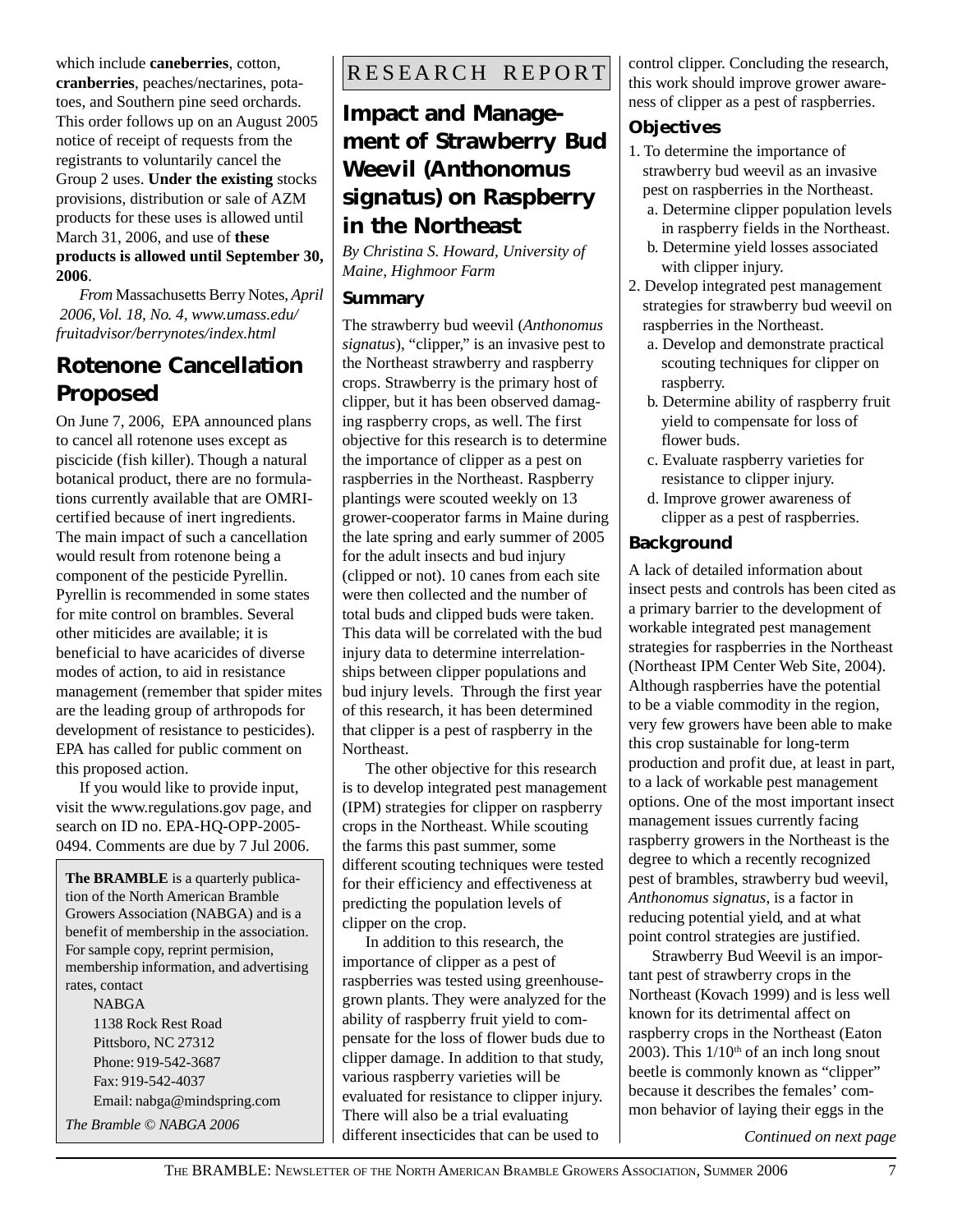which include **caneberries**, cotton, **cranberries**, peaches/nectarines, potatoes, and Southern pine seed orchards. This order follows up on an August 2005 notice of receipt of requests from the registrants to voluntarily cancel the Group 2 uses. **Under the existing** stocks provisions, distribution or sale of AZM products for these uses is allowed until March 31, 2006, and use of **these products is allowed until September 30, 2006**.

*From* Massachusetts Berry Notes, *April 2006, Vol. 18, No. 4, www.umass.edu/fruitadvisor/berrynotes/index.html*

## Rotenone Cancellation Proposed

On June 7, 2006, EPA announced plans to cancel all rotenone uses except as piscicide (fish killer). Though a natural botanical product, there are no formulations currently available that are OMRI-certified because of inert ingredients. The main impact of such a cancellation would result from rotenone being a component of the pesticide Pyrellin. Pyrellin is recommended in some states for mite control on brambles. Several other miticides are available; it is beneficial to have acaricides of diverse modes of action, to aid in resistance management (remember that spider mites are the leading group of arthropods for development of resistance to pesticides). EPA has called for public comment on this proposed action.

If you would like to provide input, visit the www.regulations.gov page, and search on ID no. EPA-HQ-OPP-2005-0494. Comments are due by 7 Jul 2006.

**The BRAMBLE** is a quarterly publication of the North American Bramble Growers Association (NABGA) and is a benefit of membership in the association. For sample copy, reprint permision, membership information, and advertising rates, contact

NABGA
1138 Rock Rest Road
Pittsboro, NC 27312
Phone: 919-542-3687
Fax: 919-542-4037
Email: nabga@mindspring.com

*The Bramble © NABGA 2006*

RESEARCH REPORT

## Impact and Management of Strawberry Bud Weevil (Anthonomus signatus) on Raspberry in the Northeast

*By Christina S. Howard, University of Maine, Highmoor Farm*

### Summary

The strawberry bud weevil (*Anthonomus signatus*), "clipper," is an invasive pest to the Northeast strawberry and raspberry crops. Strawberry is the primary host of clipper, but it has been observed damaging raspberry crops, as well. The first objective for this research is to determine the importance of clipper as a pest on raspberries in the Northeast. Raspberry plantings were scouted weekly on 13 grower-cooperator farms in Maine during the late spring and early summer of 2005 for the adult insects and bud injury (clipped or not). 10 canes from each site were then collected and the number of total buds and clipped buds were taken. This data will be correlated with the bud injury data to determine interrelationships between clipper populations and bud injury levels. Through the first year of this research, it has been determined that clipper is a pest of raspberry in the Northeast.

The other objective for this research is to develop integrated pest management (IPM) strategies for clipper on raspberry crops in the Northeast. While scouting the farms this past summer, some different scouting techniques were tested for their efficiency and effectiveness at predicting the population levels of clipper on the crop.

In addition to this research, the importance of clipper as a pest of raspberries was tested using greenhouse-grown plants. They were analyzed for the ability of raspberry fruit yield to compensate for the loss of flower buds due to clipper damage. In addition to that study, various raspberry varieties will be evaluated for resistance to clipper injury. There will also be a trial evaluating different insecticides that can be used to control clipper. Concluding the research, this work should improve grower awareness of clipper as a pest of raspberries.

### Objectives

1. To determine the importance of strawberry bud weevil as an invasive pest on raspberries in the Northeast.
   a. Determine clipper population levels in raspberry fields in the Northeast.
   b. Determine yield losses associated with clipper injury.
2. Develop integrated pest management strategies for strawberry bud weevil on raspberries in the Northeast.
   a. Develop and demonstrate practical scouting techniques for clipper on raspberry.
   b. Determine ability of raspberry fruit yield to compensate for loss of flower buds.
   c. Evaluate raspberry varieties for resistance to clipper injury.
   d. Improve grower awareness of clipper as a pest of raspberries.

### Background

A lack of detailed information about insect pests and controls has been cited as a primary barrier to the development of workable integrated pest management strategies for raspberries in the Northeast (Northeast IPM Center Web Site, 2004). Although raspberries have the potential to be a viable commodity in the region, very few growers have been able to make this crop sustainable for long-term production and profit due, at least in part, to a lack of workable pest management options. One of the most important insect management issues currently facing raspberry growers in the Northeast is the degree to which a recently recognized pest of brambles, strawberry bud weevil, *Anthonomus signatus*, is a factor in reducing potential yield, and at what point control strategies are justified.

Strawberry Bud Weevil is an important pest of strawberry crops in the Northeast (Kovach 1999) and is less well known for its detrimental affect on raspberry crops in the Northeast (Eaton 2003). This $1/10^{th}$ of an inch long snout beetle is commonly known as "clipper" because it describes the females' common behavior of laying their eggs in the

*Continued on next page*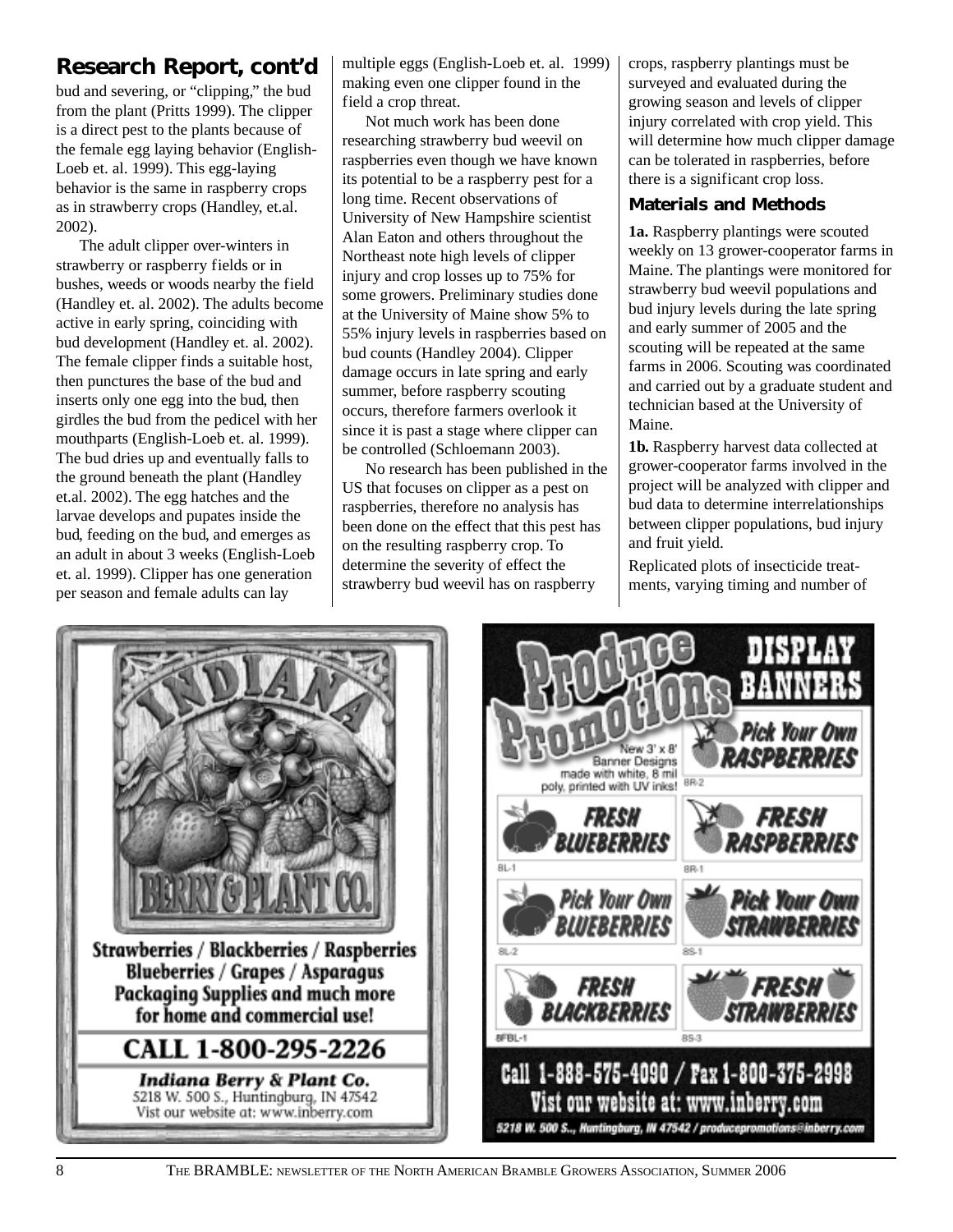## Research Report, cont'd

bud and severing, or "clipping," the bud from the plant (Pritts 1999). The clipper is a direct pest to the plants because of the female egg laying behavior (English-Loeb et. al. 1999). This egg-laying behavior is the same in raspberry crops as in strawberry crops (Handley, et.al. 2002).

The adult clipper over-winters in strawberry or raspberry fields or in bushes, weeds or woods nearby the field (Handley et. al. 2002). The adults become active in early spring, coinciding with bud development (Handley et. al. 2002). The female clipper finds a suitable host, then punctures the base of the bud and inserts only one egg into the bud, then girdles the bud from the pedicel with her mouthparts (English-Loeb et. al. 1999). The bud dries up and eventually falls to the ground beneath the plant (Handley et.al. 2002). The egg hatches and the larvae develops and pupates inside the bud, feeding on the bud, and emerges as an adult in about 3 weeks (English-Loeb et. al. 1999). Clipper has one generation per season and female adults can lay multiple eggs (English-Loeb et. al. 1999) making even one clipper found in the field a crop threat.

Not much work has been done researching strawberry bud weevil on raspberries even though we have known its potential to be a raspberry pest for a long time. Recent observations of University of New Hampshire scientist Alan Eaton and others throughout the Northeast note high levels of clipper injury and crop losses up to 75% for some growers. Preliminary studies done at the University of Maine show 5% to 55% injury levels in raspberries based on bud counts (Handley 2004). Clipper damage occurs in late spring and early summer, before raspberry scouting occurs, therefore farmers overlook it since it is past a stage where clipper can be controlled (Schloemann 2003).

No research has been published in the US that focuses on clipper as a pest on raspberries, therefore no analysis has been done on the effect that this pest has on the resulting raspberry crop. To determine the severity of effect the strawberry bud weevil has on raspberry crops, raspberry plantings must be surveyed and evaluated during the growing season and levels of clipper injury correlated with crop yield. This will determine how much clipper damage can be tolerated in raspberries, before there is a significant crop loss.

### Materials and Methods

**1a.** Raspberry plantings were scouted weekly on 13 grower-cooperator farms in Maine. The plantings were monitored for strawberry bud weevil populations and bud injury levels during the late spring and early summer of 2005 and the scouting will be repeated at the same farms in 2006. Scouting was coordinated and carried out by a graduate student and technician based at the University of Maine.

**1b.** Raspberry harvest data collected at grower-cooperator farms involved in the project will be analyzed with clipper and bud data to determine interrelationships between clipper populations, bud injury and fruit yield.

Replicated plots of insecticide treatments, varying timing and number of

---

**INDIANA BERRY & PLANT CO.**

Strawberries / Blackberries / Raspberries
Blueberries / Grapes / Asparagus
Packaging Supplies and much more
for home and commercial use!

**CALL 1-800-295-2226**

*Indiana Berry & Plant Co.*
5218 W. 500 S., Huntingburg, IN 47542
Vist our website at: www.inberry.com

---

**Produce Promotions DISPLAY BANNERS**

New 3' x 8' Banner Designs made with white, 8 mil poly, printed with UV inks!

- Pick Your Own RASPBERRIES — 8R-2
- FRESH BLUEBERRIES — BL-1
- FRESH RASPBERRIES — 8R-1
- Pick Your Own BLUEBERRIES — BL-2
- Pick Your Own STRAWBERRIES — 8S-1
- FRESH BLACKBERRIES — 8FBL-1
- FRESH STRAWBERRIES — 8S-3

Call 1-888-575-4090 / Fax 1-800-375-2998
Vist our website at: www.inberry.com
5218 W. 500 S., Huntingburg, IN 47542 / producepromotions@inberry.com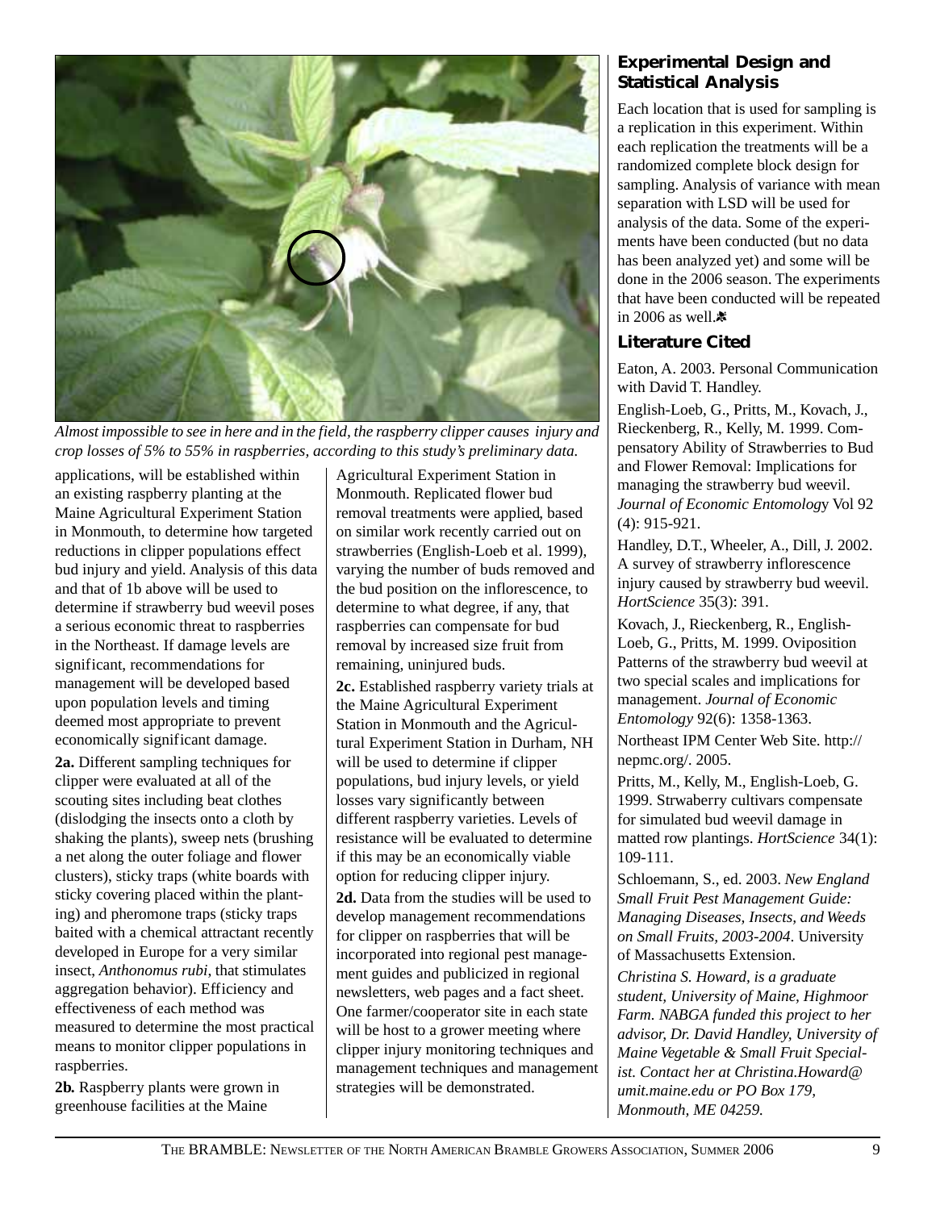*Almost impossible to see in here and in the field, the raspberry clipper causes injury and crop losses of 5% to 55% in raspberries, according to this study's preliminary data.*

applications, will be established within an existing raspberry planting at the Maine Agricultural Experiment Station in Monmouth, to determine how targeted reductions in clipper populations effect bud injury and yield. Analysis of this data and that of 1b above will be used to determine if strawberry bud weevil poses a serious economic threat to raspberries in the Northeast. If damage levels are significant, recommendations for management will be developed based upon population levels and timing deemed most appropriate to prevent economically significant damage.

**2a.** Different sampling techniques for clipper were evaluated at all of the scouting sites including beat clothes (dislodging the insects onto a cloth by shaking the plants), sweep nets (brushing a net along the outer foliage and flower clusters), sticky traps (white boards with sticky covering placed within the planting) and pheromone traps (sticky traps baited with a chemical attractant recently developed in Europe for a very similar insect, *Anthonomus rubi*, that stimulates aggregation behavior). Efficiency and effectiveness of each method was measured to determine the most practical means to monitor clipper populations in raspberries.

**2b.** Raspberry plants were grown in greenhouse facilities at the Maine Agricultural Experiment Station in Monmouth. Replicated flower bud removal treatments were applied, based on similar work recently carried out on strawberries (English-Loeb et al. 1999), varying the number of buds removed and the bud position on the inflorescence, to determine to what degree, if any, that raspberries can compensate for bud removal by increased size fruit from remaining, uninjured buds.

**2c.** Established raspberry variety trials at the Maine Agricultural Experiment Station in Monmouth and the Agricultural Experiment Station in Durham, NH will be used to determine if clipper populations, bud injury levels, or yield losses vary significantly between different raspberry varieties. Levels of resistance will be evaluated to determine if this may be an economically viable option for reducing clipper injury.

**2d.** Data from the studies will be used to develop management recommendations for clipper on raspberries that will be incorporated into regional pest management guides and publicized in regional newsletters, web pages and a fact sheet. One farmer/cooperator site in each state will be host to a grower meeting where clipper injury monitoring techniques and management techniques and management strategies will be demonstrated.

## Experimental Design and Statistical Analysis

Each location that is used for sampling is a replication in this experiment. Within each replication the treatments will be a randomized complete block design for sampling. Analysis of variance with mean separation with LSD will be used for analysis of the data. Some of the experiments have been conducted (but no data has been analyzed yet) and some will be done in the 2006 season. The experiments that have been conducted will be repeated in 2006 as well.

## Literature Cited

Eaton, A. 2003. Personal Communication with David T. Handley.

English-Loeb, G., Pritts, M., Kovach, J., Rieckenberg, R., Kelly, M. 1999. Compensatory Ability of Strawberries to Bud and Flower Removal: Implications for managing the strawberry bud weevil. *Journal of Economic Entomology* Vol 92 (4): 915-921.

Handley, D.T., Wheeler, A., Dill, J. 2002. A survey of strawberry inflorescence injury caused by strawberry bud weevil. *HortScience* 35(3): 391.

Kovach, J., Rieckenberg, R., English-Loeb, G., Pritts, M. 1999. Oviposition Patterns of the strawberry bud weevil at two special scales and implications for management. *Journal of Economic Entomology* 92(6): 1358-1363.

Northeast IPM Center Web Site. http://nepmc.org/. 2005.

Pritts, M., Kelly, M., English-Loeb, G. 1999. Strwaberry cultivars compensate for simulated bud weevil damage in matted row plantings. *HortScience* 34(1): 109-111.

Schloemann, S., ed. 2003. *New England Small Fruit Pest Management Guide: Managing Diseases, Insects, and Weeds on Small Fruits, 2003-2004*. University of Massachusetts Extension.

*Christina S. Howard, is a graduate student, University of Maine, Highmoor Farm. NABGA funded this project to her advisor, Dr. David Handley, University of Maine Vegetable & Small Fruit Specialist. Contact her at Christina.Howard@umit.maine.edu or PO Box 179, Monmouth, ME 04259.*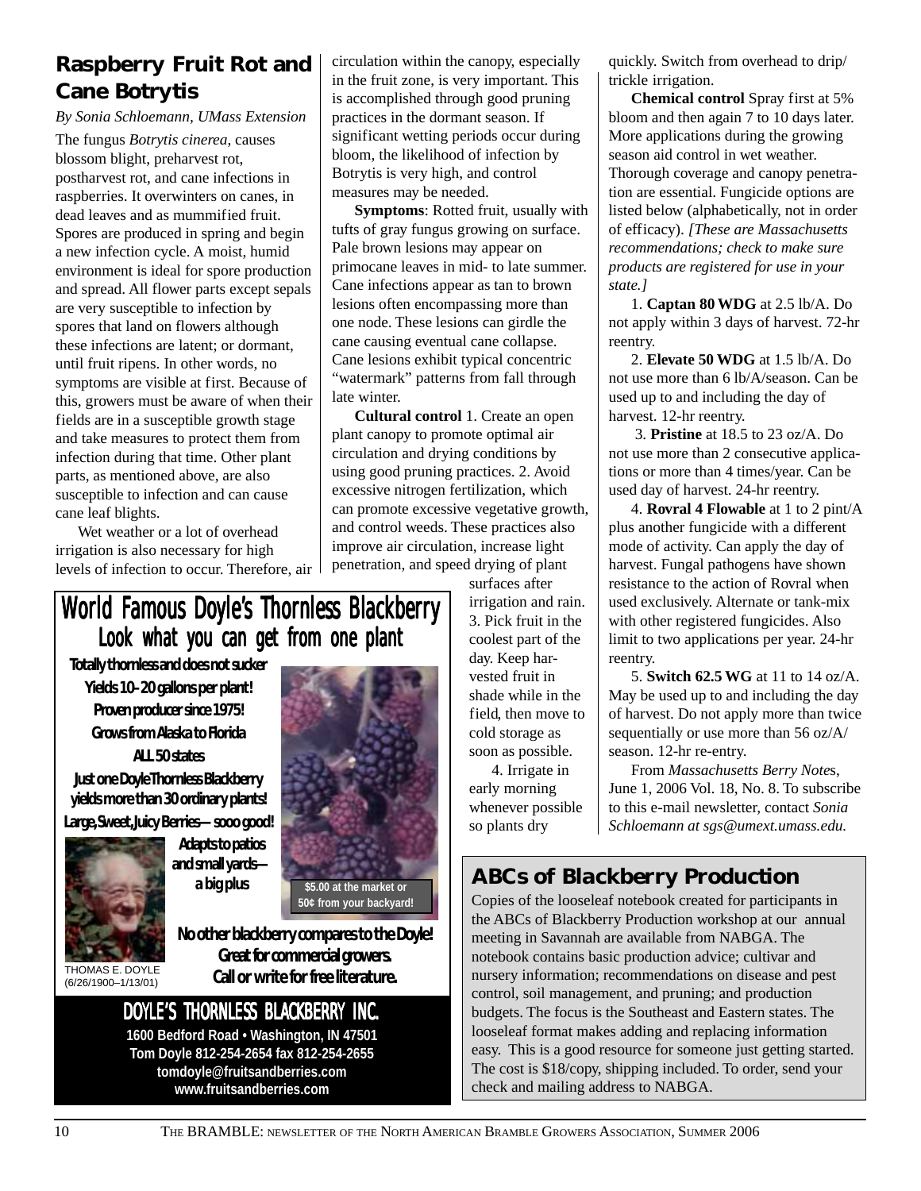## Raspberry Fruit Rot and Cane Botrytis

*By Sonia Schloemann, UMass Extension*

The fungus *Botrytis cinerea*, causes blossom blight, preharvest rot, postharvest rot, and cane infections in raspberries. It overwinters on canes, in dead leaves and as mummified fruit. Spores are produced in spring and begin a new infection cycle. A moist, humid environment is ideal for spore production and spread. All flower parts except sepals are very susceptible to infection by spores that land on flowers although these infections are latent; or dormant, until fruit ripens. In other words, no symptoms are visible at first. Because of this, growers must be aware of when their fields are in a susceptible growth stage and take measures to protect them from infection during that time. Other plant parts, as mentioned above, are also susceptible to infection and can cause cane leaf blights.

Wet weather or a lot of overhead irrigation is also necessary for high levels of infection to occur. Therefore, air circulation within the canopy, especially in the fruit zone, is very important. This is accomplished through good pruning practices in the dormant season. If significant wetting periods occur during bloom, the likelihood of infection by Botrytis is very high, and control measures may be needed.

**Symptoms**: Rotted fruit, usually with tufts of gray fungus growing on surface. Pale brown lesions may appear on primocane leaves in mid- to late summer. Cane infections appear as tan to brown lesions often encompassing more than one node. These lesions can girdle the cane causing eventual cane collapse. Cane lesions exhibit typical concentric "watermark" patterns from fall through late winter.

**Cultural control** 1. Create an open plant canopy to promote optimal air circulation and drying conditions by using good pruning practices. 2. Avoid excessive nitrogen fertilization, which can promote excessive vegetative growth, and control weeds. These practices also improve air circulation, increase light penetration, and speed drying of plant surfaces after irrigation and rain. 3. Pick fruit in the coolest part of the day. Keep harvested fruit in shade while in the field, then move to cold storage as soon as possible.

4. Irrigate in early morning whenever possible so plants dry quickly. Switch from overhead to drip/trickle irrigation.

**Chemical control** Spray first at 5% bloom and then again 7 to 10 days later. More applications during the growing season aid control in wet weather. Thorough coverage and canopy penetration are essential. Fungicide options are listed below (alphabetically, not in order of efficacy). *[These are Massachusetts recommendations; check to make sure products are registered for use in your state.]*

1. **Captan 80 WDG** at 2.5 lb/A. Do not apply within 3 days of harvest. 72-hr reentry.

2. **Elevate 50 WDG** at 1.5 lb/A. Do not use more than 6 lb/A/season. Can be used up to and including the day of harvest. 12-hr reentry.

3. **Pristine** at 18.5 to 23 oz/A. Do not use more than 2 consecutive applications or more than 4 times/year. Can be used day of harvest. 24-hr reentry.

4. **Rovral 4 Flowable** at 1 to 2 pint/A plus another fungicide with a different mode of activity. Can apply the day of harvest. Fungal pathogens have shown resistance to the action of Rovral when used exclusively. Alternate or tank-mix with other registered fungicides. Also limit to two applications per year. 24-hr reentry.

5. **Switch 62.5 WG** at 11 to 14 oz/A. May be used up to and including the day of harvest. Do not apply more than twice sequentially or use more than 56 oz/A/season. 12-hr re-entry.

From *Massachusetts Berry Notes*, June 1, 2006 Vol. 18, No. 8. To subscribe to this e-mail newsletter, contact *Sonia Schloemann at sgs@umext.umass.edu.*

## World Famous Doyle's Thornless Blackberry

### Look what you can get from one plant

**Totally thornless and does not sucker**
**Yields 10–20 gallons per plant!**
**Proven producer since 1975!**
**Grows from Alaska to Florida**
**ALL 50 states**
**Just one Doyle Thornless Blackberry yields more than 30 ordinary plants!**
**Large, Sweet, Juicy Berries — sooo good!**
**Adapts to patios and small yards — a big plus**

$5.00 at the market or 50¢ from your backyard!

THOMAS E. DOYLE (6/26/1900–1/13/01)

**No other blackberry compares to the Doyle! Great for commercial growers. Call or write for free literature.**

**DOYLE'S THORNLESS BLACKBERRY INC.**
**1600 Bedford Road • Washington, IN 47501**
**Tom Doyle 812-254-2654 fax 812-254-2655**
**tomdoyle@fruitsandberries.com**
**www.fruitsandberries.com**

## ABCs of Blackberry Production

Copies of the looseleaf notebook created for participants in the ABCs of Blackberry Production workshop at our annual meeting in Savannah are available from NABGA. The notebook contains basic production advice; cultivar and nursery information; recommendations on disease and pest control, soil management, and pruning; and production budgets. The focus is the Southeast and Eastern states. The looseleaf format makes adding and replacing information easy. This is a good resource for someone just getting started. The cost is $18/copy, shipping included. To order, send your check and mailing address to NABGA.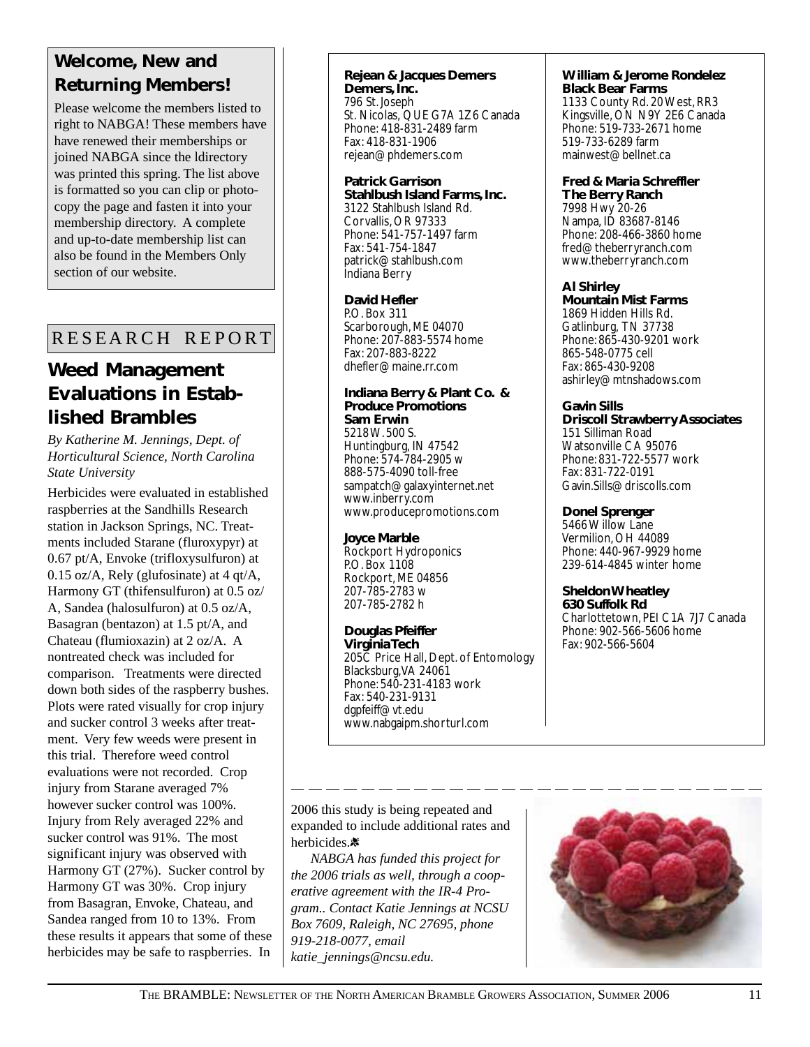## Welcome, New and Returning Members!

Please welcome the members listed to right to NABGA! These members have have renewed their memberships or joined NABGA since the ldirectory was printed this spring. The list above is formatted so you can clip or photocopy the page and fasten it into your membership directory. A complete and up-to-date membership list can also be found in the Members Only section of our website.

**Rejean & Jacques Demers**
**Demers, Inc.**
796 St. Joseph
St. Nicolas, QUE G7A 1Z6 Canada
Phone: 418-831-2489 farm
Fax: 418-831-1906
rejean@phdemers.com

**Patrick Garrison**
**Stahlbush Island Farms, Inc.**
3122 Stahlbush Island Rd.
Corvallis, OR 97333
Phone: 541-757-1497 farm
Fax: 541-754-1847
patrick@stahlbush.com
Indiana Berry

**David Hefler**
P.O. Box 311
Scarborough, ME 04070
Phone: 207-883-5574 home
Fax: 207-883-8222
dhefler@maine.rr.com

**Indiana Berry & Plant Co. & Produce Promotions**
**Sam Erwin**
5218 W. 500 S.
Huntingburg, IN 47542
Phone: 574-784-2905 w
888-575-4090 toll-free
sampatch@galaxyinternet.net
www.inberry.com
www.producepromotions.com

**Joyce Marble**
Rockport Hydroponics
P.O. Box 1108
Rockport, ME 04856
207-785-2783 w
207-785-2782 h

**Douglas Pfeiffer**
**Virginia Tech**
205C Price Hall, Dept. of Entomology
Blacksburg, VA 24061
Phone: 540-231-4183 work
Fax: 540-231-9131
dgpfeiff@vt.edu
www.nabgaipm.shorturl.com

**William & Jerome Rondelez**
**Black Bear Farms**
1133 County Rd. 20 West, RR3
Kingsville, ON N9Y 2E6 Canada
Phone: 519-733-2671 home
519-733-6289 farm
mainwest@bellnet.ca

**Fred & Maria Schreffler**
**The Berry Ranch**
7998 Hwy 20-26
Nampa, ID 83687-8146
Phone: 208-466-3860 home
fred@theberryranch.com
www.theberryranch.com

**Al Shirley**
**Mountain Mist Farms**
1869 Hidden Hills Rd.
Gatlinburg, TN 37738
Phone: 865-430-9201 work
865-548-0775 cell
Fax: 865-430-9208
ashirley@mtnshadows.com

**Gavin Sills**
**Driscoll Strawberry Associates**
151 Silliman Road
Watsonville CA 95076
Phone: 831-722-5577 work
Fax: 831-722-0191
Gavin.Sills@driscolls.com

**Donel Sprenger**
5466 Willow Lane
Vermilion, OH 44089
Phone: 440-967-9929 home
239-614-4845 winter home

**Sheldon Wheatley**
**630 Suffolk Rd**
Charlottetown, PEI C1A 7J7 Canada
Phone: 902-566-5606 home
Fax: 902-566-5604

RESEARCH REPORT

## Weed Management Evaluations in Established Brambles

*By Katherine M. Jennings, Dept. of Horticultural Science, North Carolina State University*

Herbicides were evaluated in established raspberries at the Sandhills Research station in Jackson Springs, NC. Treatments included Starane (fluroxypyr) at 0.67 pt/A, Envoke (trifloxysulfuron) at 0.15 oz/A, Rely (glufosinate) at 4 qt/A, Harmony GT (thifensulfuron) at 0.5 oz/A, Sandea (halosulfuron) at 0.5 oz/A, Basagran (bentazon) at 1.5 pt/A, and Chateau (flumioxazin) at 2 oz/A. A nontreated check was included for comparison. Treatments were directed down both sides of the raspberry bushes. Plots were rated visually for crop injury and sucker control 3 weeks after treatment. Very few weeds were present in this trial. Therefore weed control evaluations were not recorded. Crop injury from Starane averaged 7% however sucker control was 100%. Injury from Rely averaged 22% and sucker control was 91%. The most significant injury was observed with Harmony GT (27%). Sucker control by Harmony GT was 30%. Crop injury from Basagran, Envoke, Chateau, and Sandea ranged from 10 to 13%. From these results it appears that some of these herbicides may be safe to raspberries. In 2006 this study is being repeated and expanded to include additional rates and herbicides.

*NABGA has funded this project for the 2006 trials as well, through a cooperative agreement with the IR-4 Program.. Contact Katie Jennings at NCSU Box 7609, Raleigh, NC 27695, phone 919-218-0077, email katie_jennings@ncsu.edu.*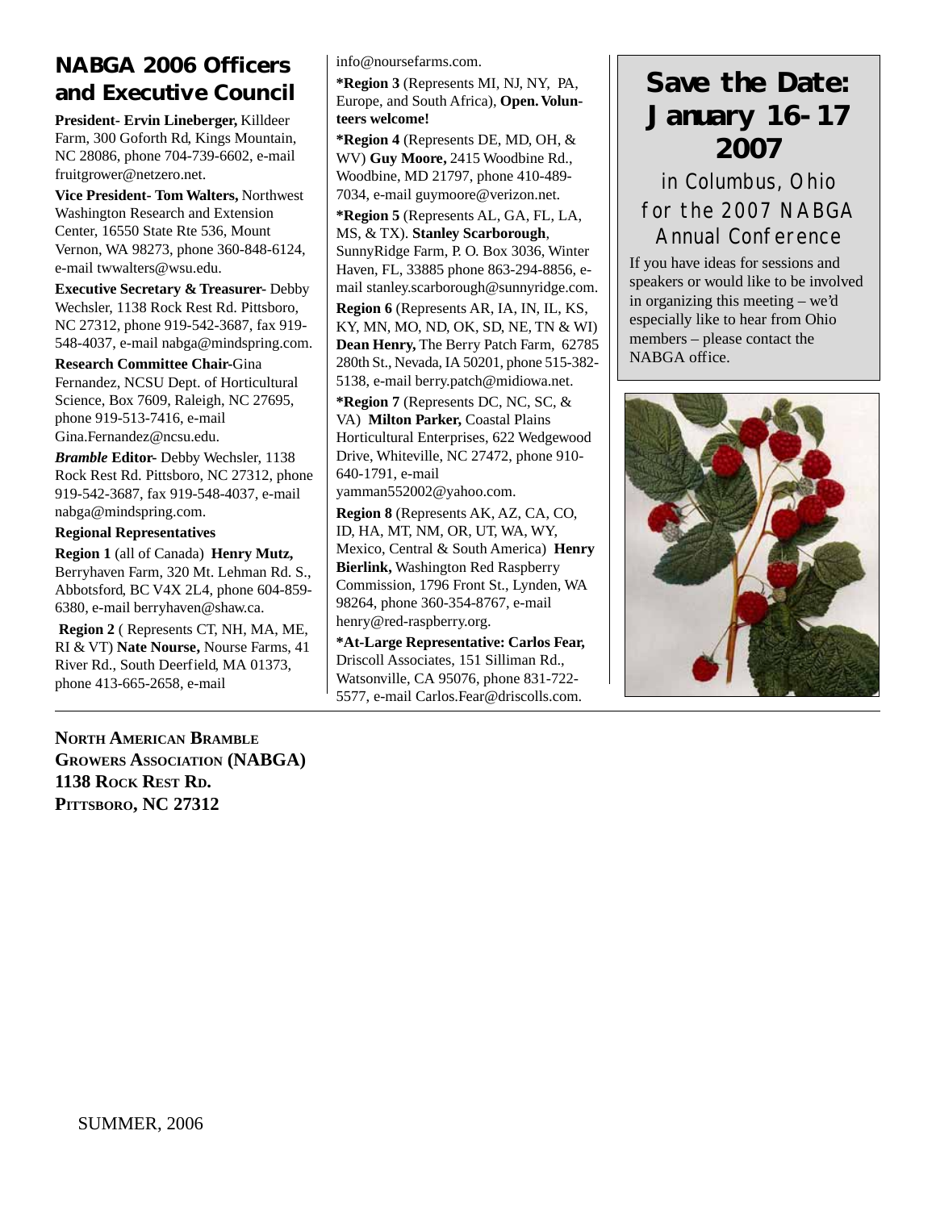## NABGA 2006 Officers and Executive Council

**President- Ervin Lineberger,** Killdeer Farm, 300 Goforth Rd, Kings Mountain, NC 28086, phone 704-739-6602, e-mail fruitgrower@netzero.net.

**Vice President- Tom Walters,** Northwest Washington Research and Extension Center, 16550 State Rte 536, Mount Vernon, WA 98273, phone 360-848-6124, e-mail twwalters@wsu.edu.

**Executive Secretary & Treasurer-** Debby Wechsler, 1138 Rock Rest Rd. Pittsboro, NC 27312, phone 919-542-3687, fax 919-548-4037, e-mail nabga@mindspring.com.

**Research Committee Chair-**Gina Fernandez, NCSU Dept. of Horticultural Science, Box 7609, Raleigh, NC 27695, phone 919-513-7416, e-mail Gina.Fernandez@ncsu.edu.

***Bramble* Editor-** Debby Wechsler, 1138 Rock Rest Rd. Pittsboro, NC 27312, phone 919-542-3687, fax 919-548-4037, e-mail nabga@mindspring.com.

**Regional Representatives**

**Region 1** (all of Canada) **Henry Mutz,** Berryhaven Farm, 320 Mt. Lehman Rd. S., Abbotsford, BC V4X 2L4, phone 604-859-6380, e-mail berryhaven@shaw.ca.

**Region 2** ( Represents CT, NH, MA, ME, RI & VT) **Nate Nourse,** Nourse Farms, 41 River Rd., South Deerfield, MA 01373, phone 413-665-2658, e-mail info@noursefarms.com.

***Region 3** (Represents MI, NJ, NY, PA, Europe, and South Africa), **Open. Volunteers welcome!**

***Region 4** (Represents DE, MD, OH, & WV) **Guy Moore,** 2415 Woodbine Rd., Woodbine, MD 21797, phone 410-489-7034, e-mail guymoore@verizon.net.

***Region 5** (Represents AL, GA, FL, LA, MS, & TX). **Stanley Scarborough**, SunnyRidge Farm, P. O. Box 3036, Winter Haven, FL, 33885 phone 863-294-8856, e-mail stanley.scarborough@sunnyridge.com.

**Region 6** (Represents AR, IA, IN, IL, KS, KY, MN, MO, ND, OK, SD, NE, TN & WI) **Dean Henry,** The Berry Patch Farm, 62785 280th St., Nevada, IA 50201, phone 515-382-5138, e-mail berry.patch@midiowa.net.

***Region 7** (Represents DC, NC, SC, & VA) **Milton Parker,** Coastal Plains Horticultural Enterprises, 622 Wedgewood Drive, Whiteville, NC 27472, phone 910-640-1791, e-mail yamman552002@yahoo.com.

**Region 8** (Represents AK, AZ, CA, CO, ID, HA, MT, NM, OR, UT, WA, WY, Mexico, Central & South America) **Henry Bierlink,** Washington Red Raspberry Commission, 1796 Front St., Lynden, WA 98264, phone 360-354-8767, e-mail henry@red-raspberry.org.

***At-Large Representative: Carlos Fear,** Driscoll Associates, 151 Silliman Rd., Watsonville, CA 95076, phone 831-722-5577, e-mail Carlos.Fear@driscolls.com.

## Save the Date: January 16-17 2007

### in Columbus, Ohio for the 2007 NABGA Annual Conference

If you have ideas for sessions and speakers or would like to be involved in organizing this meeting – we'd especially like to hear from Ohio members – please contact the NABGA office.

**North American Bramble Growers Association (NABGA)**
**1138 Rock Rest Rd.**
**Pittsboro, NC 27312**

SUMMER, 2006